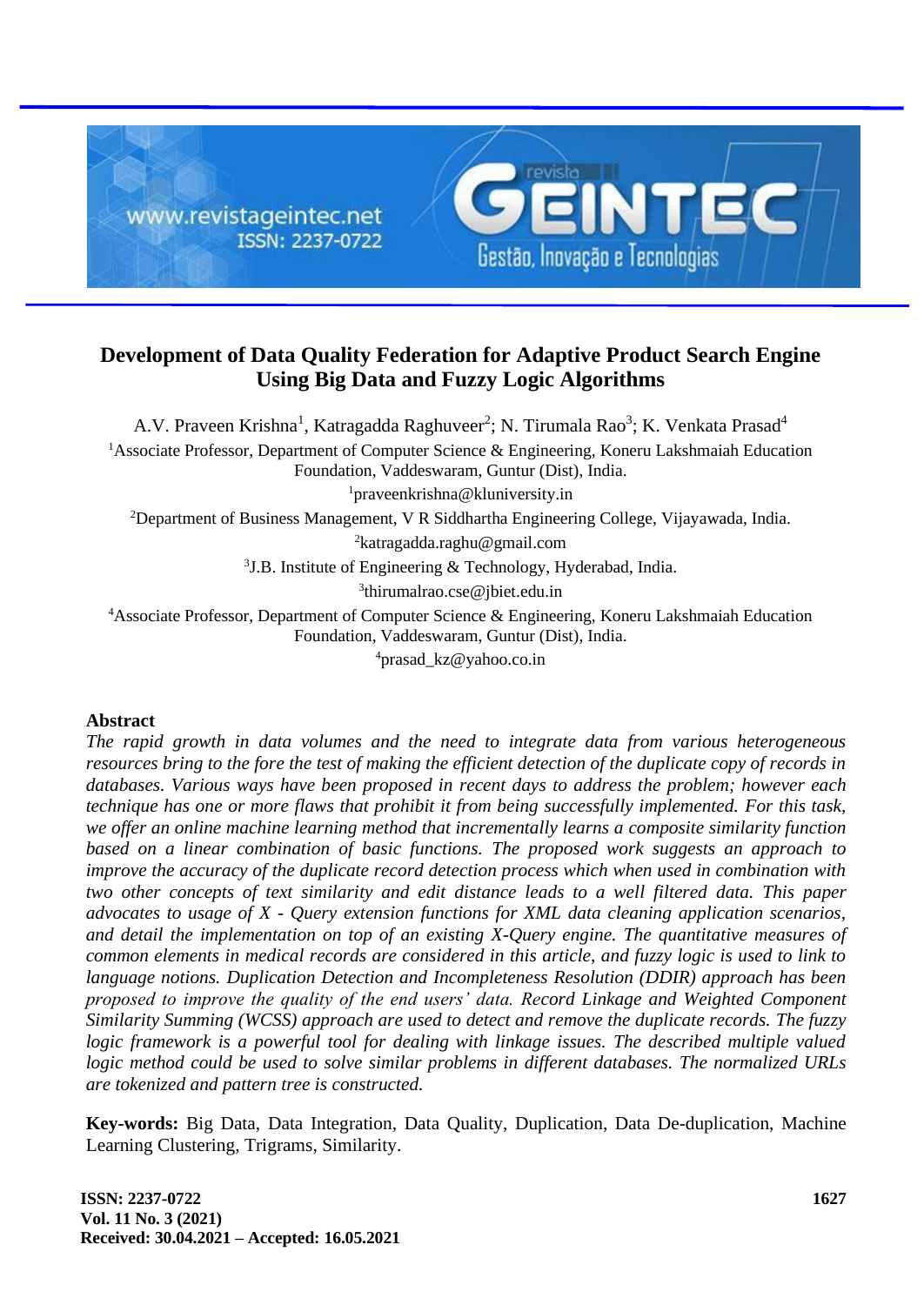# Development of Data Quality Federation for Adaptive Product Search Engine Using Big Data and Fuzzy Logic Algorithms

A.V. Praveen Krishna[1], Katragadda Raghuveer[2]; N. Tirumala Rao[3]; K. Venkata Prasad[4]

[1]Associate Professor, Department of Computer Science & Engineering, Koneru Lakshmaiah Education Foundation, Vaddeswaram, Guntur (Dist), India.

[1]praveenkrishna@kluniversity.in

[2]Department of Business Management, V R Siddhartha Engineering College, Vijayawada, India.

[2]katragadda.raghu@gmail.com

[3]J.B. Institute of Engineering & Technology, Hyderabad, India.

[3]thirumalrao.cse@jbiet.edu.in

[4]Associate Professor, Department of Computer Science & Engineering, Koneru Lakshmaiah Education Foundation, Vaddeswaram, Guntur (Dist), India.

[4]prasad_kz@yahoo.co.in

## Abstract

*The rapid growth in data volumes and the need to integrate data from various heterogeneous resources bring to the fore the test of making the efficient detection of the duplicate copy of records in databases. Various ways have been proposed in recent days to address the problem; however each technique has one or more flaws that prohibit it from being successfully implemented. For this task, we offer an online machine learning method that incrementally learns a composite similarity function based on a linear combination of basic functions. The proposed work suggests an approach to improve the accuracy of the duplicate record detection process which when used in combination with two other concepts of text similarity and edit distance leads to a well filtered data. This paper advocates to usage of X - Query extension functions for XML data cleaning application scenarios, and detail the implementation on top of an existing X-Query engine. The quantitative measures of common elements in medical records are considered in this article, and fuzzy logic is used to link to language notions. Duplication Detection and Incompleteness Resolution (DDIR) approach has been proposed to improve the quality of the end users' data. Record Linkage and Weighted Component Similarity Summing (WCSS) approach are used to detect and remove the duplicate records. The fuzzy logic framework is a powerful tool for dealing with linkage issues. The described multiple valued logic method could be used to solve similar problems in different databases. The normalized URLs are tokenized and pattern tree is constructed.*

**Key-words:** Big Data, Data Integration, Data Quality, Duplication, Data De-duplication, Machine Learning Clustering, Trigrams, Similarity.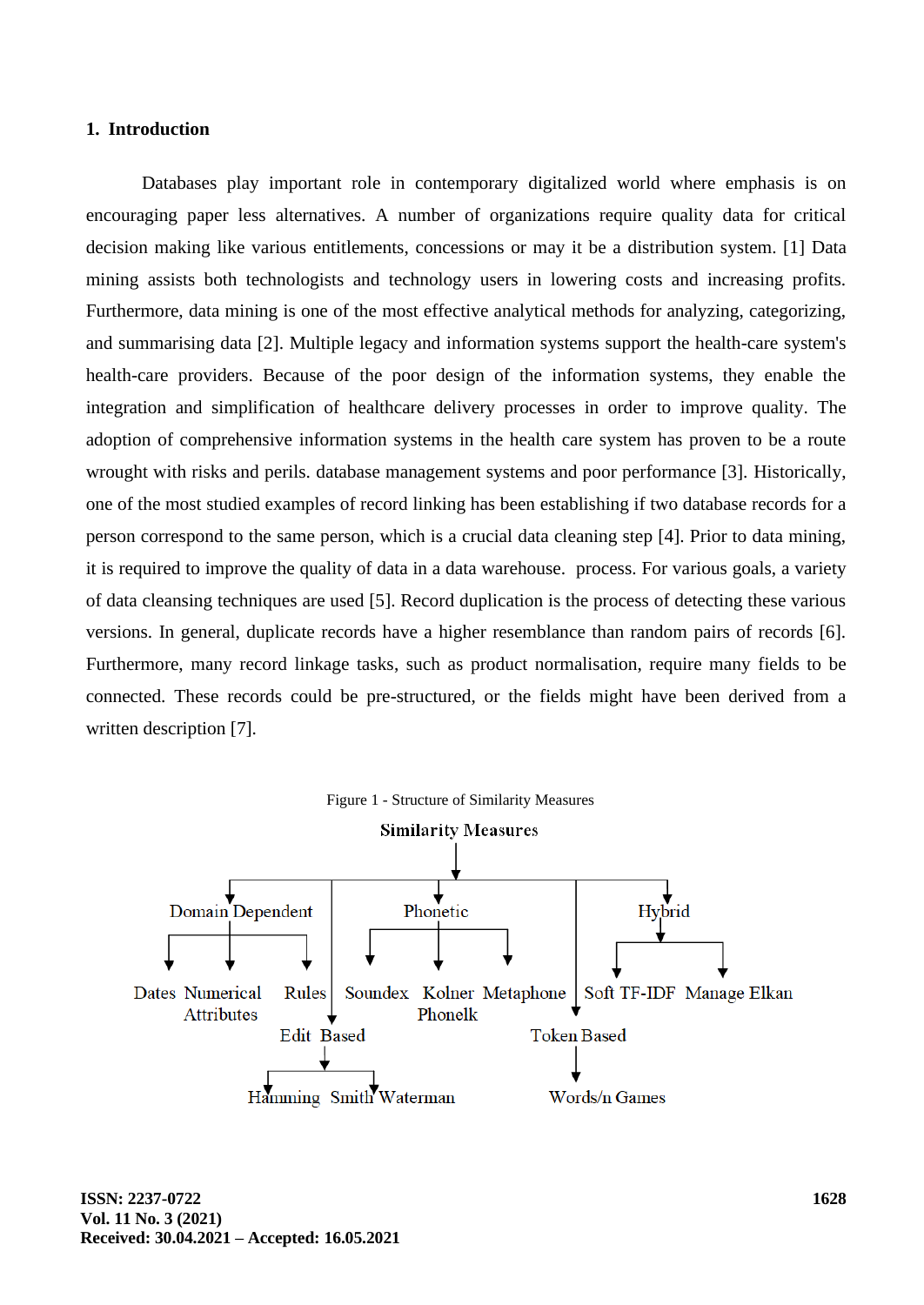## 1. Introduction

Databases play important role in contemporary digitalized world where emphasis is on encouraging paper less alternatives. A number of organizations require quality data for critical decision making like various entitlements, concessions or may it be a distribution system. [1] Data mining assists both technologists and technology users in lowering costs and increasing profits. Furthermore, data mining is one of the most effective analytical methods for analyzing, categorizing, and summarising data [2]. Multiple legacy and information systems support the health-care system's health-care providers. Because of the poor design of the information systems, they enable the integration and simplification of healthcare delivery processes in order to improve quality. The adoption of comprehensive information systems in the health care system has proven to be a route wrought with risks and perils. database management systems and poor performance [3]. Historically, one of the most studied examples of record linking has been establishing if two database records for a person correspond to the same person, which is a crucial data cleaning step [4]. Prior to data mining, it is required to improve the quality of data in a data warehouse. process. For various goals, a variety of data cleansing techniques are used [5]. Record duplication is the process of detecting these various versions. In general, duplicate records have a higher resemblance than random pairs of records [6]. Furthermore, many record linkage tasks, such as product normalisation, require many fields to be connected. These records could be pre-structured, or the fields might have been derived from a written description [7].

Figure 1 - Structure of Similarity Measures

- Similarity Measures
  - Domain Dependent
    - Dates
    - Numerical Attributes
    - Rules
  - Edit Based
    - Hamming
    - Smith Waterman
  - Phonetic
    - Soundex
    - Kolner Phonelk
    - Metaphone
  - Token Based
    - Words/n Games
  - Hybrid
    - Soft TF-IDF
    - Manage Elkan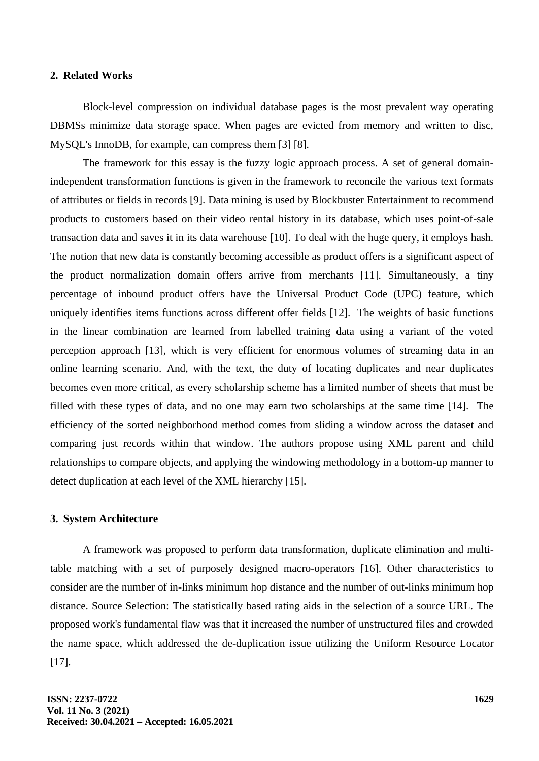## 2. Related Works

Block-level compression on individual database pages is the most prevalent way operating DBMSs minimize data storage space. When pages are evicted from memory and written to disc, MySQL's InnoDB, for example, can compress them [3] [8].

The framework for this essay is the fuzzy logic approach process. A set of general domain-independent transformation functions is given in the framework to reconcile the various text formats of attributes or fields in records [9]. Data mining is used by Blockbuster Entertainment to recommend products to customers based on their video rental history in its database, which uses point-of-sale transaction data and saves it in its data warehouse [10]. To deal with the huge query, it employs hash. The notion that new data is constantly becoming accessible as product offers is a significant aspect of the product normalization domain offers arrive from merchants [11]. Simultaneously, a tiny percentage of inbound product offers have the Universal Product Code (UPC) feature, which uniquely identifies items functions across different offer fields [12]. The weights of basic functions in the linear combination are learned from labelled training data using a variant of the voted perception approach [13], which is very efficient for enormous volumes of streaming data in an online learning scenario. And, with the text, the duty of locating duplicates and near duplicates becomes even more critical, as every scholarship scheme has a limited number of sheets that must be filled with these types of data, and no one may earn two scholarships at the same time [14]. The efficiency of the sorted neighborhood method comes from sliding a window across the dataset and comparing just records within that window. The authors propose using XML parent and child relationships to compare objects, and applying the windowing methodology in a bottom-up manner to detect duplication at each level of the XML hierarchy [15].

## 3. System Architecture

A framework was proposed to perform data transformation, duplicate elimination and multi-table matching with a set of purposely designed macro-operators [16]. Other characteristics to consider are the number of in-links minimum hop distance and the number of out-links minimum hop distance. Source Selection: The statistically based rating aids in the selection of a source URL. The proposed work's fundamental flaw was that it increased the number of unstructured files and crowded the name space, which addressed the de-duplication issue utilizing the Uniform Resource Locator [17].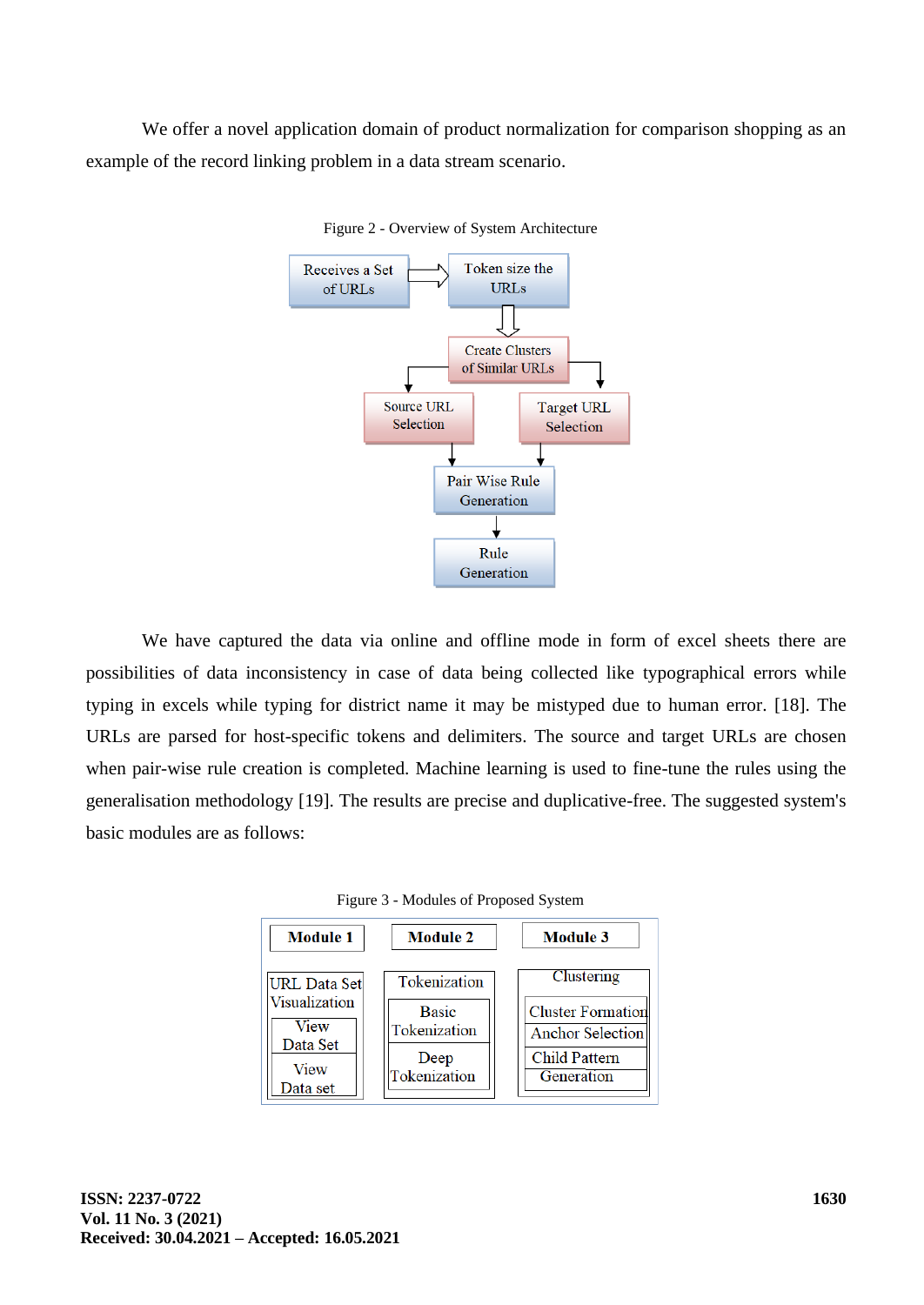We offer a novel application domain of product normalization for comparison shopping as an example of the record linking problem in a data stream scenario.

Figure 2 - Overview of System Architecture

We have captured the data via online and offline mode in form of excel sheets there are possibilities of data inconsistency in case of data being collected like typographical errors while typing in excels while typing for district name it may be mistyped due to human error. [18]. The URLs are parsed for host-specific tokens and delimiters. The source and target URLs are chosen when pair-wise rule creation is completed. Machine learning is used to fine-tune the rules using the generalisation methodology [19]. The results are precise and duplicative-free. The suggested system's basic modules are as follows:

Figure 3 - Modules of Proposed System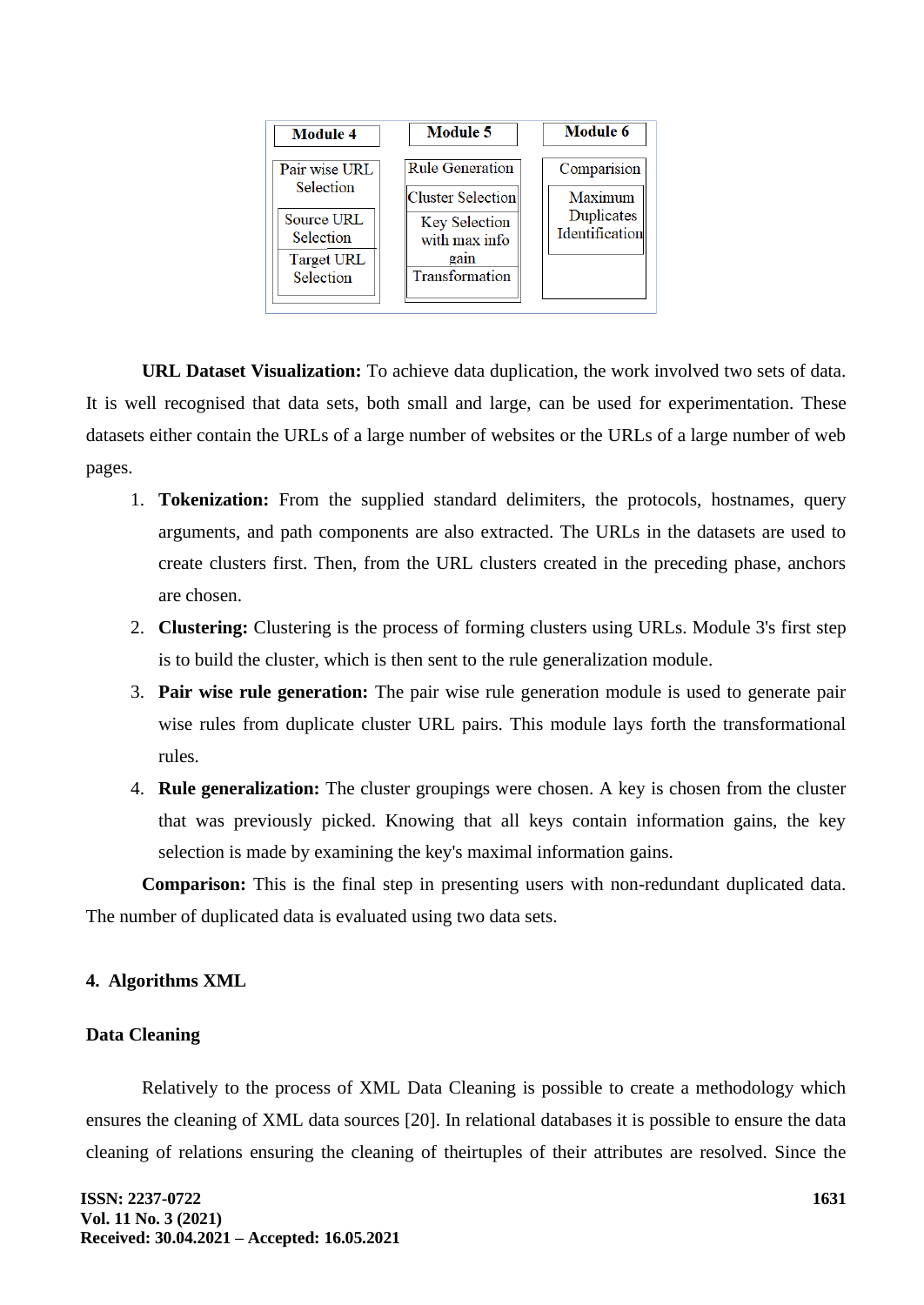| Module 4 | Module 5 | Module 6 |
| --- | --- | --- |
| Pair wise URL Selection | Rule Generation | Comparision |
| Source URL Selection | Cluster Selection | Maximum Duplicates Identification |
| Target URL Selection | Key Selection with max info gain | |
| | Transformation | |

**URL Dataset Visualization:** To achieve data duplication, the work involved two sets of data. It is well recognised that data sets, both small and large, can be used for experimentation. These datasets either contain the URLs of a large number of websites or the URLs of a large number of web pages.

1. **Tokenization:** From the supplied standard delimiters, the protocols, hostnames, query arguments, and path components are also extracted. The URLs in the datasets are used to create clusters first. Then, from the URL clusters created in the preceding phase, anchors are chosen.
2. **Clustering:** Clustering is the process of forming clusters using URLs. Module 3's first step is to build the cluster, which is then sent to the rule generalization module.
3. **Pair wise rule generation:** The pair wise rule generation module is used to generate pair wise rules from duplicate cluster URL pairs. This module lays forth the transformational rules.
4. **Rule generalization:** The cluster groupings were chosen. A key is chosen from the cluster that was previously picked. Knowing that all keys contain information gains, the key selection is made by examining the key's maximal information gains.

**Comparison:** This is the final step in presenting users with non-redundant duplicated data. The number of duplicated data is evaluated using two data sets.

## 4. Algorithms XML

### Data Cleaning

Relatively to the process of XML Data Cleaning is possible to create a methodology which ensures the cleaning of XML data sources [20]. In relational databases it is possible to ensure the data cleaning of relations ensuring the cleaning of theirtuples of their attributes are resolved. Since the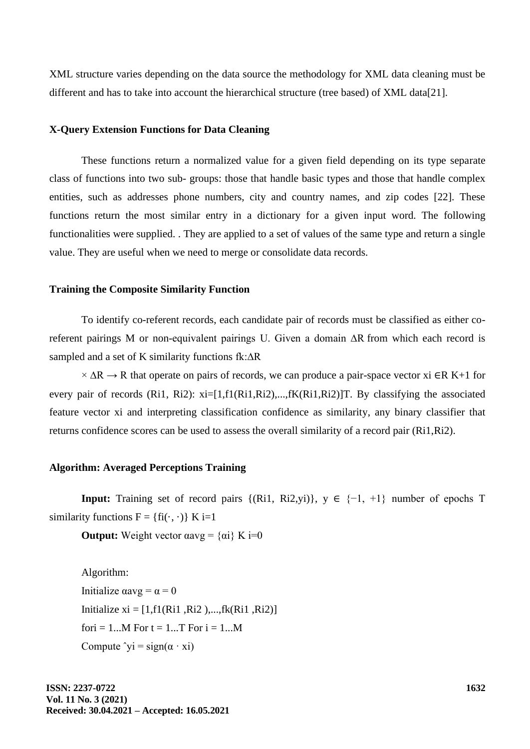XML structure varies depending on the data source the methodology for XML data cleaning must be different and has to take into account the hierarchical structure (tree based) of XML data[21].

### X-Query Extension Functions for Data Cleaning

These functions return a normalized value for a given field depending on its type separate class of functions into two sub- groups: those that handle basic types and those that handle complex entities, such as addresses phone numbers, city and country names, and zip codes [22]. These functions return the most similar entry in a dictionary for a given input word. The following functionalities were supplied. . They are applied to a set of values of the same type and return a single value. They are useful when we need to merge or consolidate data records.

### Training the Composite Similarity Function

To identify co-referent records, each candidate pair of records must be classified as either co-referent pairings M or non-equivalent pairings U. Given a domain $\Delta R$ from which each record is sampled and a set of K similarity functions $f_k: \Delta R$

$\times \Delta R \rightarrow R$ that operate on pairs of records, we can produce a pair-space vector $x_i \in R^{K+1}$ for every pair of records ($R_{i1}$, $R_{i2}$): $x_i=[1,f_1(R_{i1},R_{i2}),...,f_K(R_{i1},R_{i2})]^T$. By classifying the associated feature vector $x_i$ and interpreting classification confidence as similarity, any binary classifier that returns confidence scores can be used to assess the overall similarity of a record pair ($R_{i1}$,$R_{i2}$).

### Algorithm: Averaged Perceptions Training

**Input:** Training set of record pairs $\{(R_{i1}, R_{i2}, y_i)\}$, $y \in \{-1, +1\}$ number of epochs T similarity functions $F = \{f_i(\cdot, \cdot)\}_{i=1}^{K}$

**Output:** Weight vector $\alpha_{avg} = \{\alpha_i\}_{i=0}^{K}$

Algorithm:

Initialize $\alpha_{avg} = \alpha = 0$

Initialize $x_i = [1,f_1(R_{i1},R_{i2}),...,f_k(R_{i1},R_{i2})]$

fori = 1...M For t = 1...T For i = 1...M

Compute $\hat{y}_i = \text{sign}(\alpha \cdot x_i)$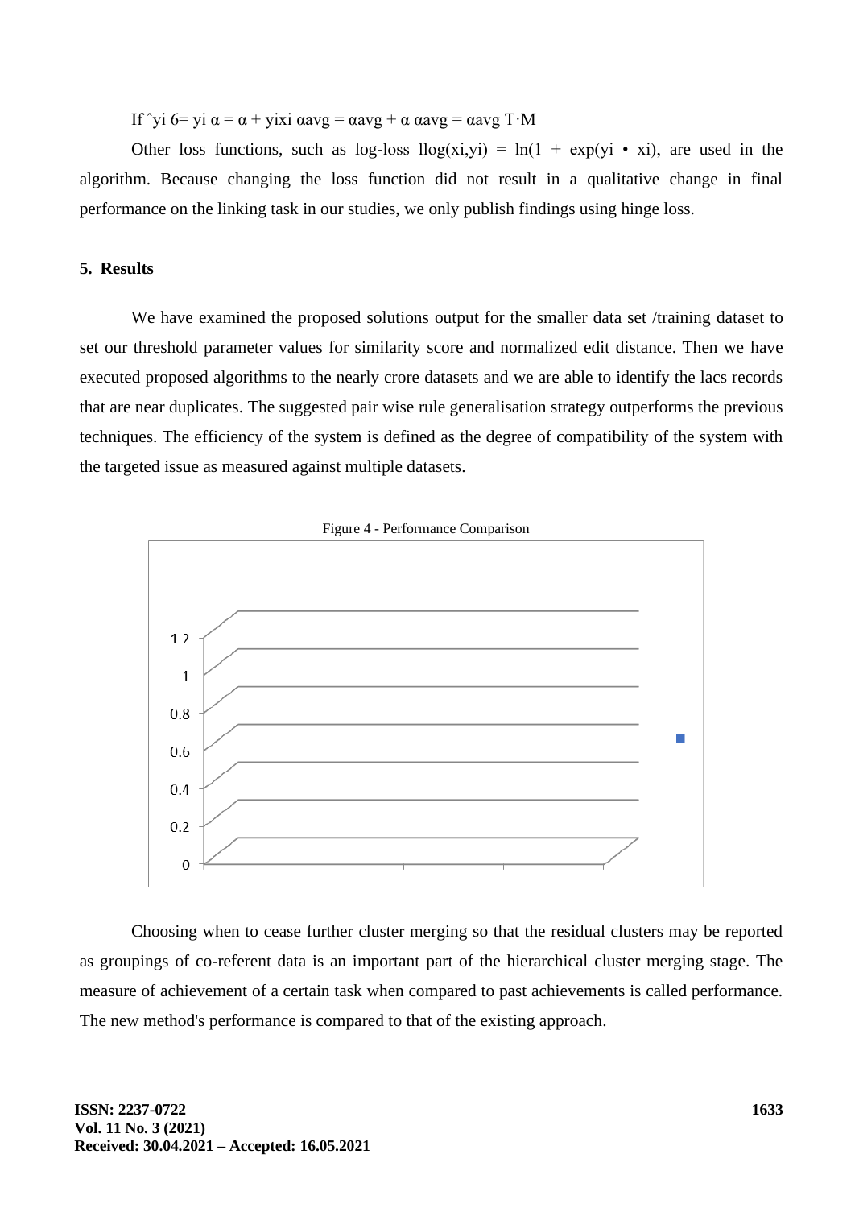If $\hat{y}_i \neq y_i$ $\alpha = \alpha + y_i x_i$ $\alpha_{avg} = \alpha_{avg} + \alpha$ $\alpha_{avg} = \alpha_{avg}$ T·M

Other loss functions, such as log-loss $l_{log}(x_i,y_i) = \ln(1 + \exp(y_i \cdot x_i))$, are used in the algorithm. Because changing the loss function did not result in a qualitative change in final performance on the linking task in our studies, we only publish findings using hinge loss.

## 5. Results

We have examined the proposed solutions output for the smaller data set /training dataset to set our threshold parameter values for similarity score and normalized edit distance. Then we have executed proposed algorithms to the nearly crore datasets and we are able to identify the lacs records that are near duplicates. The suggested pair wise rule generalisation strategy outperforms the previous techniques. The efficiency of the system is defined as the degree of compatibility of the system with the targeted issue as measured against multiple datasets.

Figure 4 - Performance Comparison

Choosing when to cease further cluster merging so that the residual clusters may be reported as groupings of co-referent data is an important part of the hierarchical cluster merging stage. The measure of achievement of a certain task when compared to past achievements is called performance. The new method's performance is compared to that of the existing approach.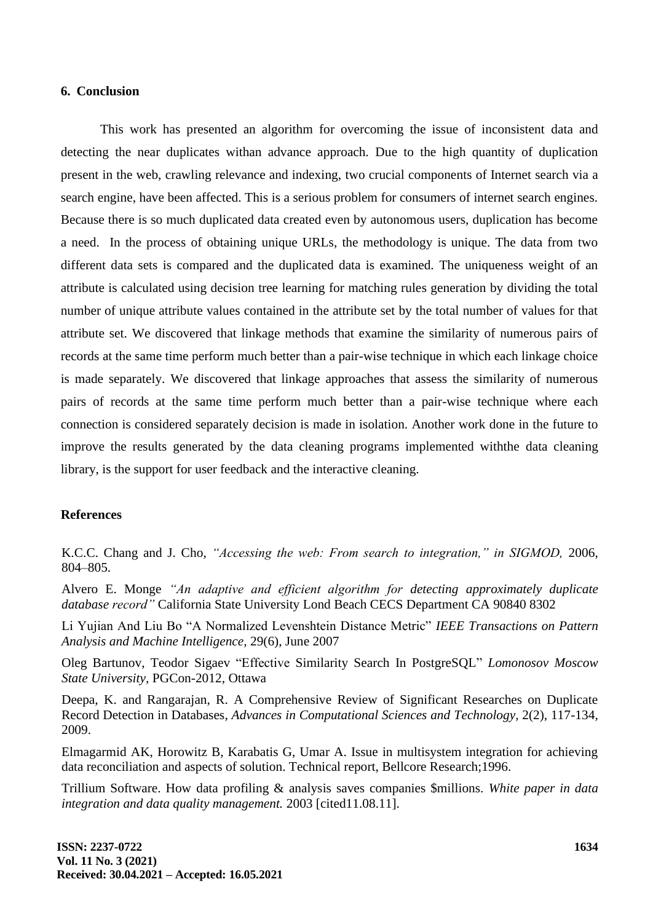## 6. Conclusion

This work has presented an algorithm for overcoming the issue of inconsistent data and detecting the near duplicates withan advance approach. Due to the high quantity of duplication present in the web, crawling relevance and indexing, two crucial components of Internet search via a search engine, have been affected. This is a serious problem for consumers of internet search engines. Because there is so much duplicated data created even by autonomous users, duplication has become a need. In the process of obtaining unique URLs, the methodology is unique. The data from two different data sets is compared and the duplicated data is examined. The uniqueness weight of an attribute is calculated using decision tree learning for matching rules generation by dividing the total number of unique attribute values contained in the attribute set by the total number of values for that attribute set. We discovered that linkage methods that examine the similarity of numerous pairs of records at the same time perform much better than a pair-wise technique in which each linkage choice is made separately. We discovered that linkage approaches that assess the similarity of numerous pairs of records at the same time perform much better than a pair-wise technique where each connection is considered separately decision is made in isolation. Another work done in the future to improve the results generated by the data cleaning programs implemented withthe data cleaning library, is the support for user feedback and the interactive cleaning.

## References

K.C.C. Chang and J. Cho, *"Accessing the web: From search to integration," in SIGMOD,* 2006, 804–805.

Alvero E. Monge *"An adaptive and efficient algorithm for detecting approximately duplicate database record"* California State University Lond Beach CECS Department CA 90840 8302

Li Yujian And Liu Bo "A Normalized Levenshtein Distance Metric" *IEEE Transactions on Pattern Analysis and Machine Intelligence*, 29(6), June 2007

Oleg Bartunov, Teodor Sigaev "Effective Similarity Search In PostgreSQL" *Lomonosov Moscow State University*, PGCon-2012, Ottawa

Deepa, K. and Rangarajan, R. A Comprehensive Review of Significant Researches on Duplicate Record Detection in Databases, *Advances in Computational Sciences and Technology*, 2(2), 117-134, 2009.

Elmagarmid AK, Horowitz B, Karabatis G, Umar A. Issue in multisystem integration for achieving data reconciliation and aspects of solution. Technical report, Bellcore Research;1996.

Trillium Software. How data profiling & analysis saves companies $millions. *White paper in data integration and data quality management.* 2003 [cited11.08.11].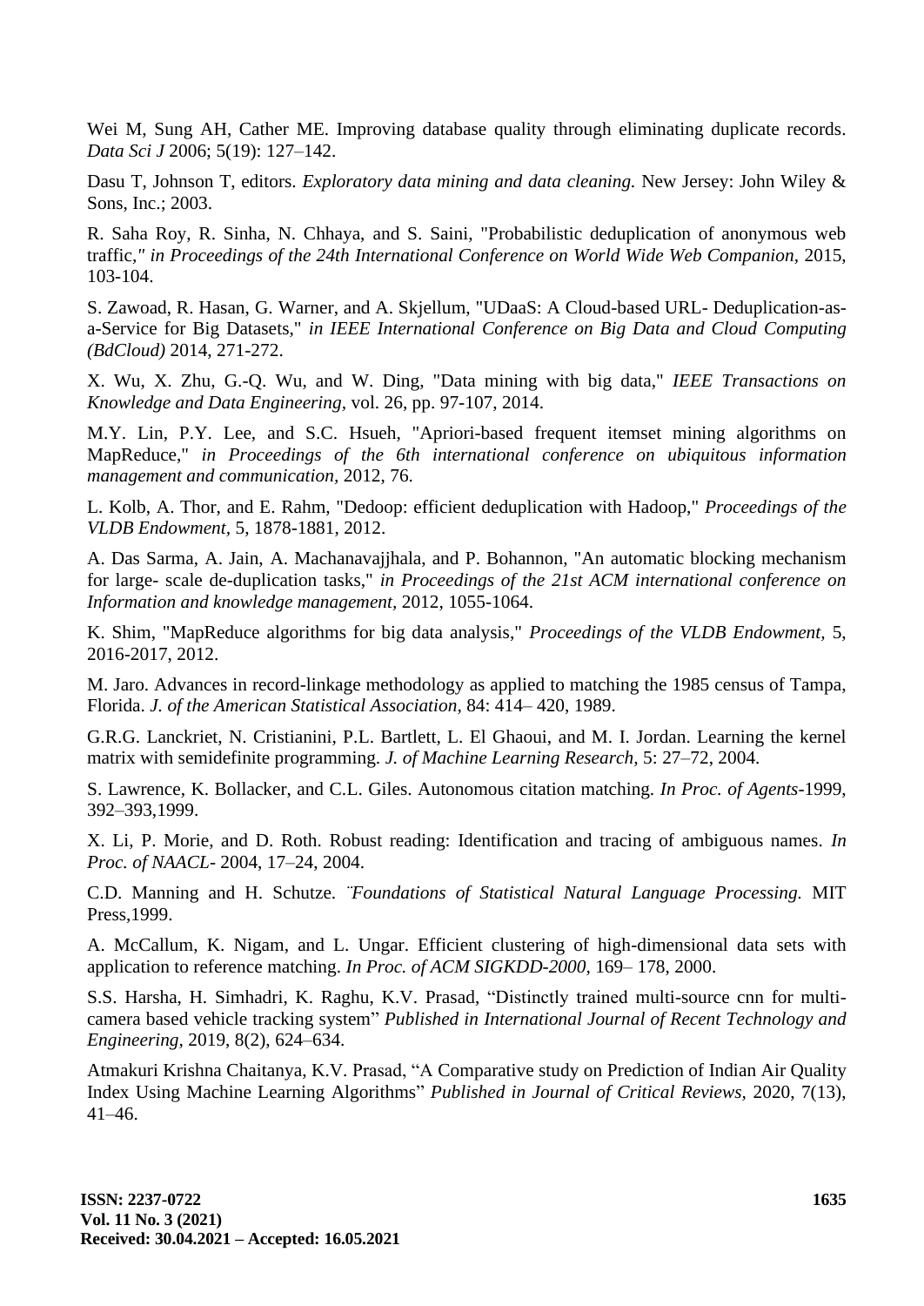Wei M, Sung AH, Cather ME. Improving database quality through eliminating duplicate records. *Data Sci J* 2006; 5(19): 127–142.

Dasu T, Johnson T, editors. *Exploratory data mining and data cleaning.* New Jersey: John Wiley & Sons, Inc.; 2003.

R. Saha Roy, R. Sinha, N. Chhaya, and S. Saini, "Probabilistic deduplication of anonymous web traffic," *in Proceedings of the 24th International Conference on World Wide Web Companion*, 2015, 103-104.

S. Zawoad, R. Hasan, G. Warner, and A. Skjellum, "UDaaS: A Cloud-based URL- Deduplication-as-a-Service for Big Datasets," *in IEEE International Conference on Big Data and Cloud Computing (BdCloud)* 2014, 271-272.

X. Wu, X. Zhu, G.-Q. Wu, and W. Ding, "Data mining with big data," *IEEE Transactions on Knowledge and Data Engineering*, vol. 26, pp. 97-107, 2014.

M.Y. Lin, P.Y. Lee, and S.C. Hsueh, "Apriori-based frequent itemset mining algorithms on MapReduce," *in Proceedings of the 6th international conference on ubiquitous information management and communication,* 2012, 76.

L. Kolb, A. Thor, and E. Rahm, "Dedoop: efficient deduplication with Hadoop," *Proceedings of the VLDB Endowment,* 5, 1878-1881, 2012.

A. Das Sarma, A. Jain, A. Machanavajjhala, and P. Bohannon, "An automatic blocking mechanism for large- scale de-duplication tasks," *in Proceedings of the 21st ACM international conference on Information and knowledge management,* 2012, 1055-1064.

K. Shim, "MapReduce algorithms for big data analysis," *Proceedings of the VLDB Endowment,* 5, 2016-2017, 2012.

M. Jaro. Advances in record-linkage methodology as applied to matching the 1985 census of Tampa, Florida. *J. of the American Statistical Association,* 84: 414– 420, 1989.

G.R.G. Lanckriet, N. Cristianini, P.L. Bartlett, L. El Ghaoui, and M. I. Jordan. Learning the kernel matrix with semidefinite programming. *J. of Machine Learning Research,* 5: 27–72, 2004.

S. Lawrence, K. Bollacker, and C.L. Giles. Autonomous citation matching. *In Proc. of Agents*-1999, 392–393,1999.

X. Li, P. Morie, and D. Roth. Robust reading: Identification and tracing of ambiguous names. *In Proc. of NAACL*- 2004, 17–24, 2004.

C.D. Manning and H. Schutze. *¨Foundations of Statistical Natural Language Processing.* MIT Press,1999.

A. McCallum, K. Nigam, and L. Ungar. Efficient clustering of high-dimensional data sets with application to reference matching. *In Proc. of ACM SIGKDD-2000,* 169– 178, 2000.

S.S. Harsha, H. Simhadri, K. Raghu, K.V. Prasad, "Distinctly trained multi-source cnn for multi-camera based vehicle tracking system" *Published in International Journal of Recent Technology and Engineering,* 2019, 8(2), 624–634.

Atmakuri Krishna Chaitanya, K.V. Prasad, "A Comparative study on Prediction of Indian Air Quality Index Using Machine Learning Algorithms" *Published in Journal of Critical Reviews,* 2020, 7(13), 41–46.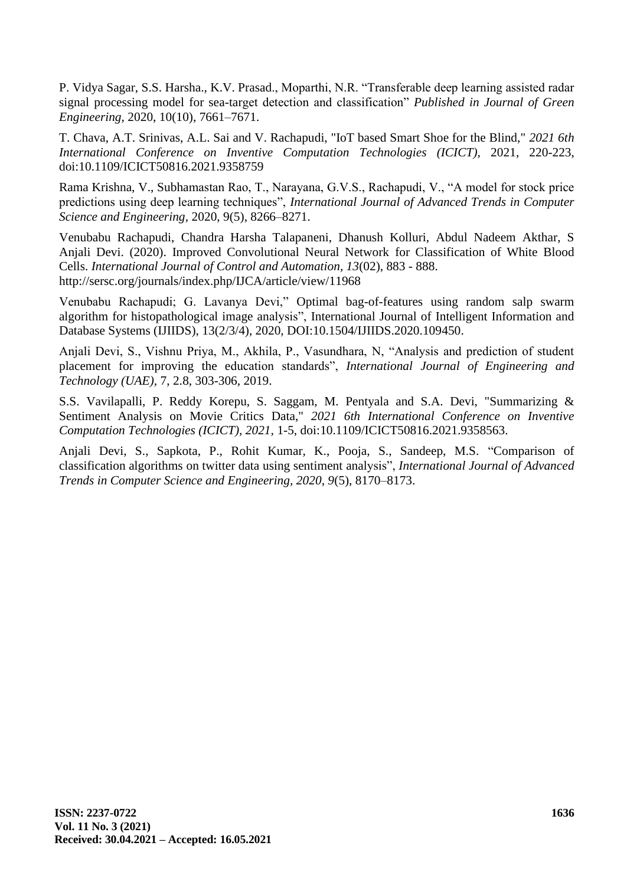P. Vidya Sagar, S.S. Harsha., K.V. Prasad., Moparthi, N.R. “Transferable deep learning assisted radar signal processing model for sea-target detection and classification” *Published in Journal of Green Engineering*, 2020, 10(10), 7661–7671.

T. Chava, A.T. Srinivas, A.L. Sai and V. Rachapudi, "IoT based Smart Shoe for the Blind," *2021 6th International Conference on Inventive Computation Technologies (ICICT)*, 2021, 220-223, doi:10.1109/ICICT50816.2021.9358759

Rama Krishna, V., Subhamastan Rao, T., Narayana, G.V.S., Rachapudi, V., “A model for stock price predictions using deep learning techniques”, *International Journal of Advanced Trends in Computer Science and Engineering*, 2020, 9(5), 8266–8271.

Venubabu Rachapudi, Chandra Harsha Talapaneni, Dhanush Kolluri, Abdul Nadeem Akthar, S Anjali Devi. (2020). Improved Convolutional Neural Network for Classification of White Blood Cells. *International Journal of Control and Automation, 13*(02), 883 - 888. http://sersc.org/journals/index.php/IJCA/article/view/11968

Venubabu Rachapudi; G. Lavanya Devi,” Optimal bag-of-features using random salp swarm algorithm for histopathological image analysis”, International Journal of Intelligent Information and Database Systems (IJIIDS), 13(2/3/4), 2020, DOI:10.1504/IJIIDS.2020.109450.

Anjali Devi, S., Vishnu Priya, M., Akhila, P., Vasundhara, N, “Analysis and prediction of student placement for improving the education standards”, *International Journal of Engineering and Technology (UAE)*, 7, 2.8, 303-306, 2019.

S.S. Vavilapalli, P. Reddy Korepu, S. Saggam, M. Pentyala and S.A. Devi, "Summarizing & Sentiment Analysis on Movie Critics Data," *2021 6th International Conference on Inventive Computation Technologies (ICICT), 2021*, 1-5, doi:10.1109/ICICT50816.2021.9358563.

Anjali Devi, S., Sapkota, P., Rohit Kumar, K., Pooja, S., Sandeep, M.S. “Comparison of classification algorithms on twitter data using sentiment analysis”, *International Journal of Advanced Trends in Computer Science and Engineering, 2020, 9*(5), 8170–8173.